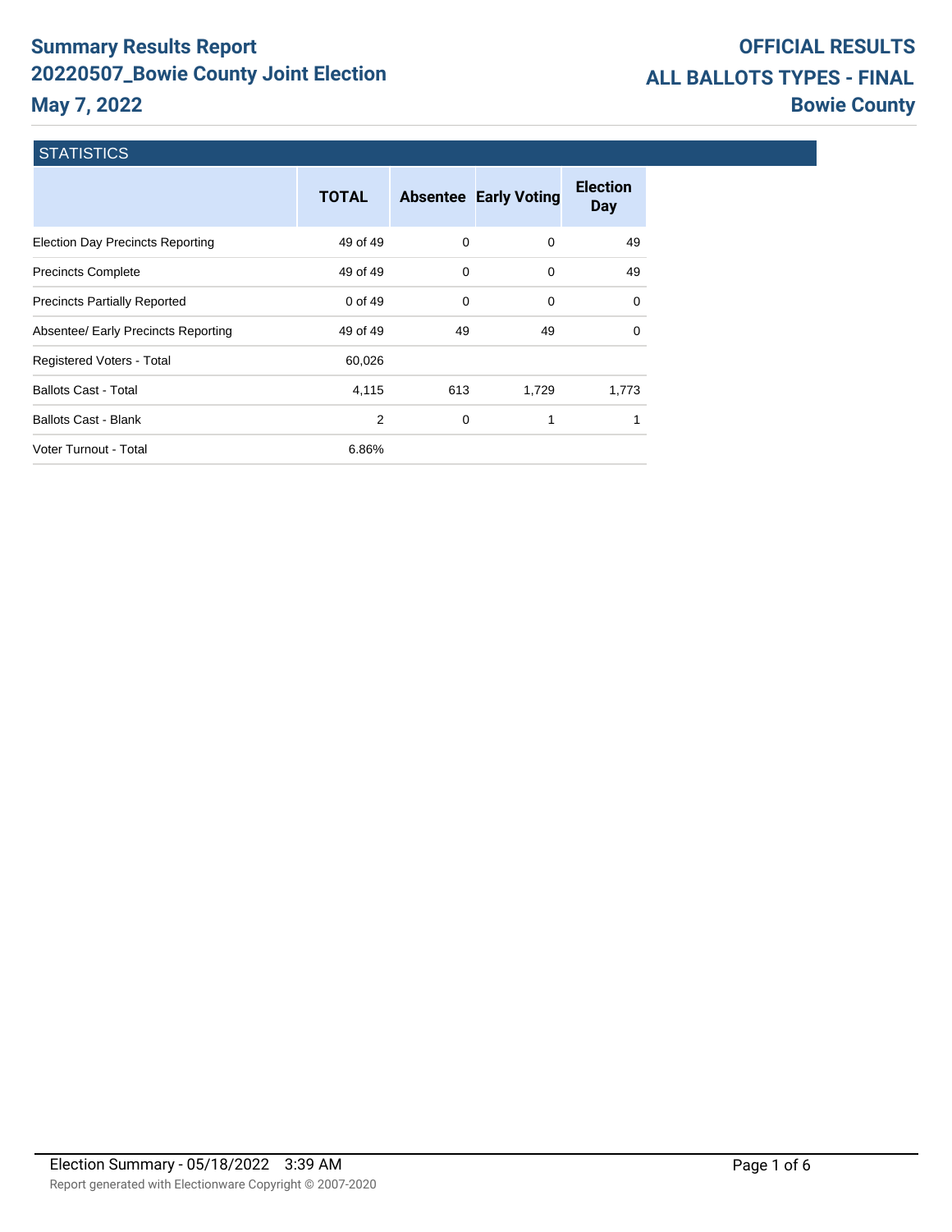# Summary Results Report
## 20220507_Bowie County Joint Election
## May 7, 2022

**OFFICIAL RESULTS**
**ALL BALLOTS TYPES - FINAL**
**Bowie County**

### STATISTICS

| | TOTAL | Absentee | Early Voting | Election Day |
|---|---|---|---|---|
| Election Day Precincts Reporting | 49 of 49 | 0 | 0 | 49 |
| Precincts Complete | 49 of 49 | 0 | 0 | 49 |
| Precincts Partially Reported | 0 of 49 | 0 | 0 | 0 |
| Absentee/ Early Precincts Reporting | 49 of 49 | 49 | 49 | 0 |
| Registered Voters - Total | 60,026 | | | |
| Ballots Cast - Total | 4,115 | 613 | 1,729 | 1,773 |
| Ballots Cast - Blank | 2 | 0 | 1 | 1 |
| Voter Turnout - Total | 6.86% | | | |

Election Summary - 05/18/2022 3:39 AM

Report generated with Electionware Copyright © 2007-2020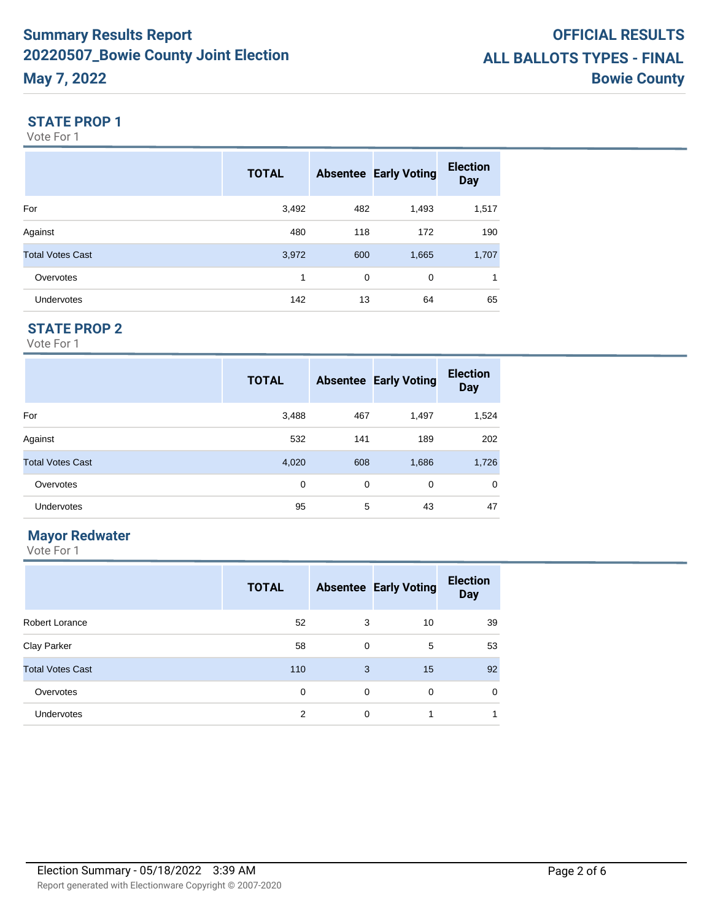## STATE PROP 1

Vote For 1

| | TOTAL | Absentee | Early Voting | Election Day |
|---|---|---|---|---|
| For | 3,492 | 482 | 1,493 | 1,517 |
| Against | 480 | 118 | 172 | 190 |
| Total Votes Cast | 3,972 | 600 | 1,665 | 1,707 |
| Overvotes | 1 | 0 | 0 | 1 |
| Undervotes | 142 | 13 | 64 | 65 |

## STATE PROP 2

Vote For 1

| | TOTAL | Absentee | Early Voting | Election Day |
|---|---|---|---|---|
| For | 3,488 | 467 | 1,497 | 1,524 |
| Against | 532 | 141 | 189 | 202 |
| Total Votes Cast | 4,020 | 608 | 1,686 | 1,726 |
| Overvotes | 0 | 0 | 0 | 0 |
| Undervotes | 95 | 5 | 43 | 47 |

## Mayor Redwater

Vote For 1

| | TOTAL | Absentee | Early Voting | Election Day |
|---|---|---|---|---|
| Robert Lorance | 52 | 3 | 10 | 39 |
| Clay Parker | 58 | 0 | 5 | 53 |
| Total Votes Cast | 110 | 3 | 15 | 92 |
| Overvotes | 0 | 0 | 0 | 0 |
| Undervotes | 2 | 0 | 1 | 1 |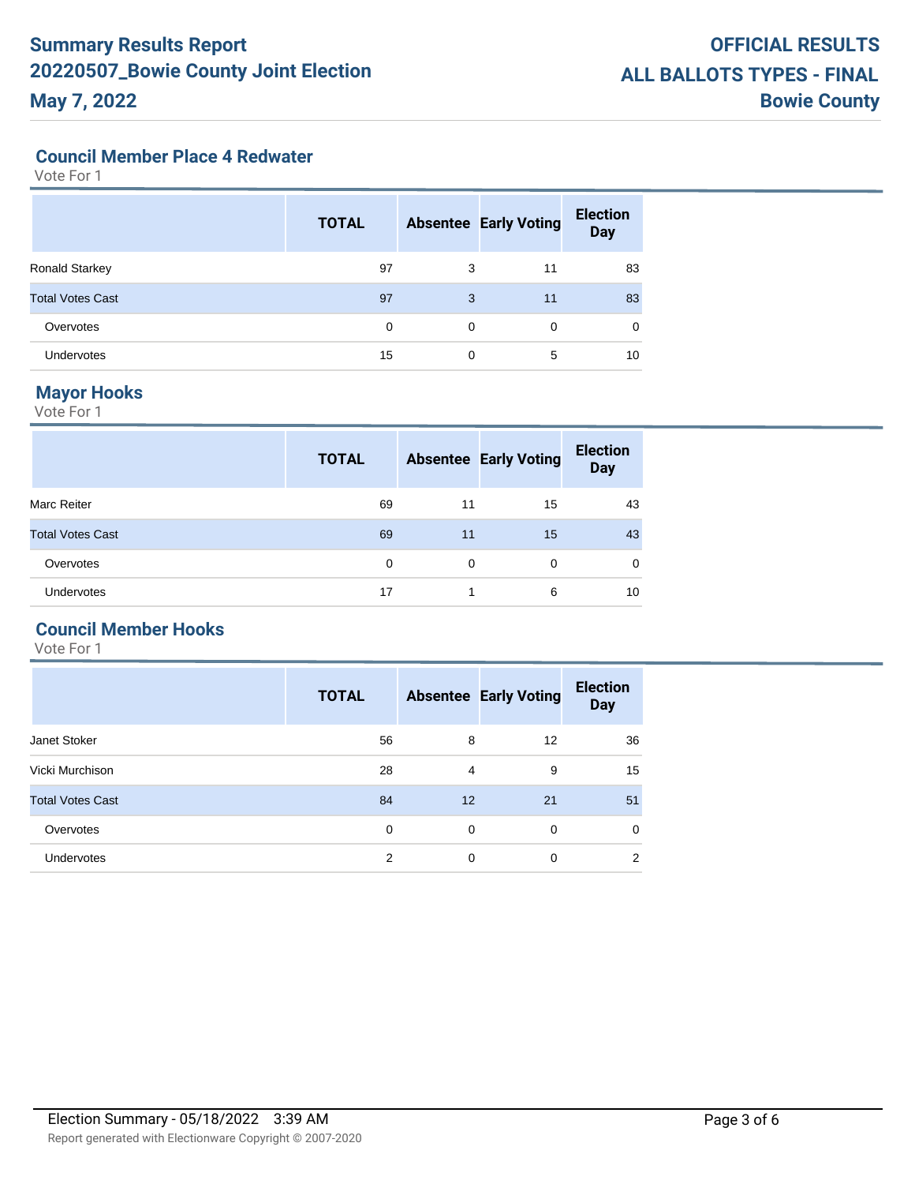## Council Member Place 4 Redwater

Vote For 1

| | TOTAL | Absentee | Early Voting | Election Day |
|---|---|---|---|---|
| Ronald Starkey | 97 | 3 | 11 | 83 |
| Total Votes Cast | 97 | 3 | 11 | 83 |
| Overvotes | 0 | 0 | 0 | 0 |
| Undervotes | 15 | 0 | 5 | 10 |

## Mayor Hooks

Vote For 1

| | TOTAL | Absentee | Early Voting | Election Day |
|---|---|---|---|---|
| Marc Reiter | 69 | 11 | 15 | 43 |
| Total Votes Cast | 69 | 11 | 15 | 43 |
| Overvotes | 0 | 0 | 0 | 0 |
| Undervotes | 17 | 1 | 6 | 10 |

## Council Member Hooks

Vote For 1

| | TOTAL | Absentee | Early Voting | Election Day |
|---|---|---|---|---|
| Janet Stoker | 56 | 8 | 12 | 36 |
| Vicki Murchison | 28 | 4 | 9 | 15 |
| Total Votes Cast | 84 | 12 | 21 | 51 |
| Overvotes | 0 | 0 | 0 | 0 |
| Undervotes | 2 | 0 | 0 | 2 |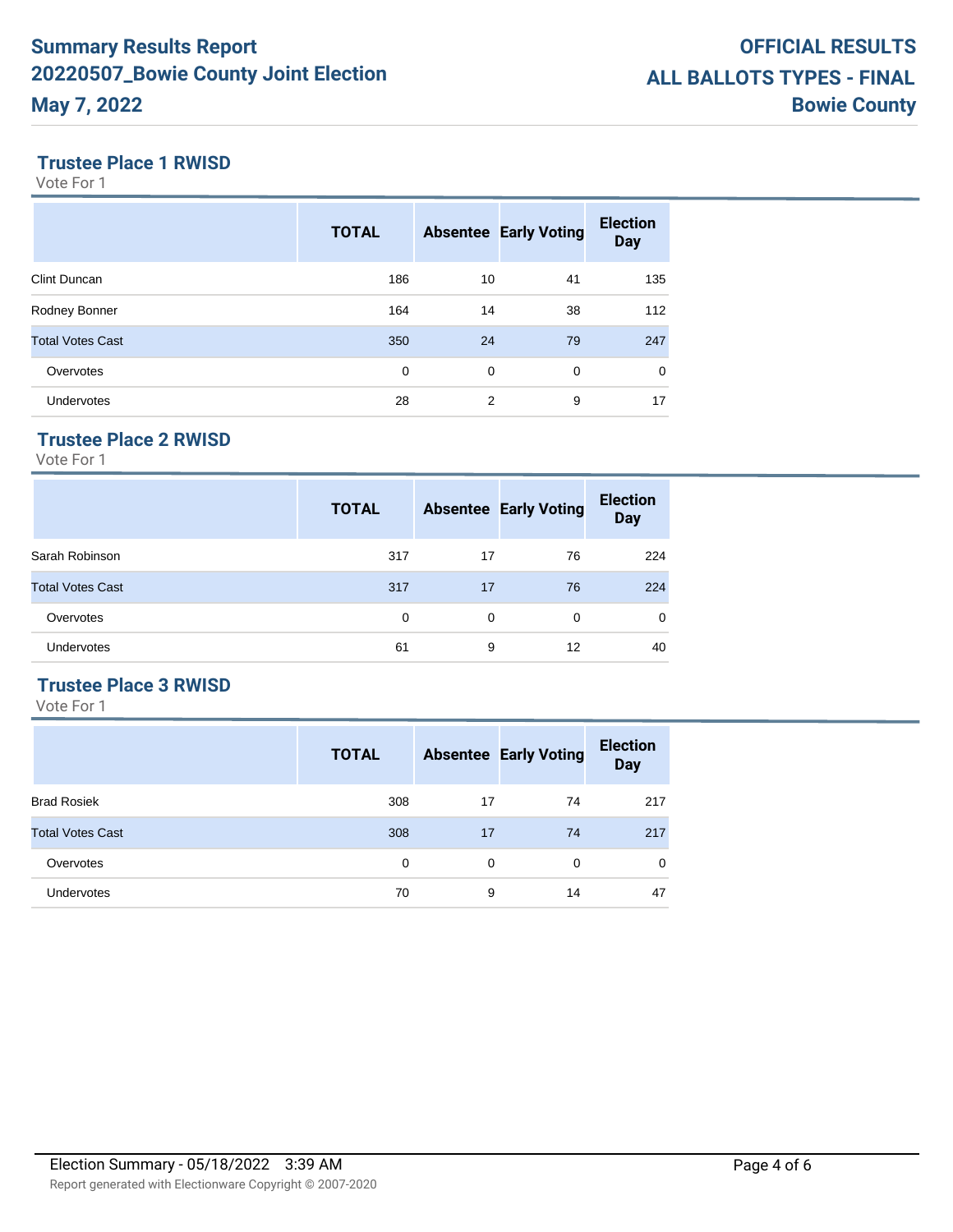## Trustee Place 1 RWISD

Vote For 1

| | TOTAL | Absentee | Early Voting | Election Day |
|---|---|---|---|---|
| Clint Duncan | 186 | 10 | 41 | 135 |
| Rodney Bonner | 164 | 14 | 38 | 112 |
| Total Votes Cast | 350 | 24 | 79 | 247 |
| Overvotes | 0 | 0 | 0 | 0 |
| Undervotes | 28 | 2 | 9 | 17 |

## Trustee Place 2 RWISD

Vote For 1

| | TOTAL | Absentee | Early Voting | Election Day |
|---|---|---|---|---|
| Sarah Robinson | 317 | 17 | 76 | 224 |
| Total Votes Cast | 317 | 17 | 76 | 224 |
| Overvotes | 0 | 0 | 0 | 0 |
| Undervotes | 61 | 9 | 12 | 40 |

## Trustee Place 3 RWISD

Vote For 1

| | TOTAL | Absentee | Early Voting | Election Day |
|---|---|---|---|---|
| Brad Rosiek | 308 | 17 | 74 | 217 |
| Total Votes Cast | 308 | 17 | 74 | 217 |
| Overvotes | 0 | 0 | 0 | 0 |
| Undervotes | 70 | 9 | 14 | 47 |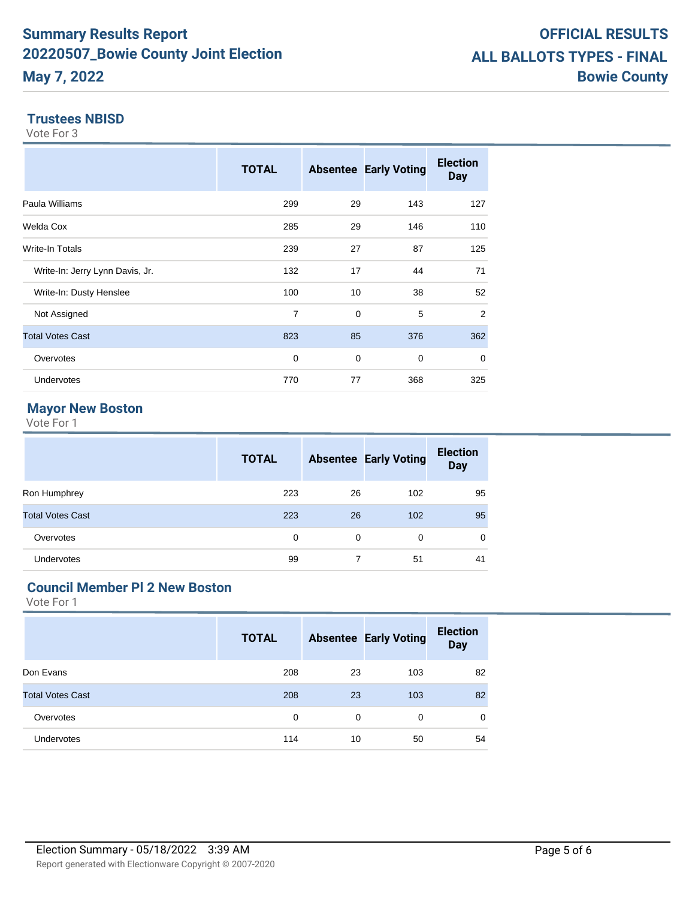## Trustees NBISD

Vote For 3

| | TOTAL | Absentee | Early Voting | Election Day |
|---|---|---|---|---|
| Paula Williams | 299 | 29 | 143 | 127 |
| Welda Cox | 285 | 29 | 146 | 110 |
| Write-In Totals | 239 | 27 | 87 | 125 |
| Write-In: Jerry Lynn Davis, Jr. | 132 | 17 | 44 | 71 |
| Write-In: Dusty Henslee | 100 | 10 | 38 | 52 |
| Not Assigned | 7 | 0 | 5 | 2 |
| Total Votes Cast | 823 | 85 | 376 | 362 |
| Overvotes | 0 | 0 | 0 | 0 |
| Undervotes | 770 | 77 | 368 | 325 |

## Mayor New Boston

Vote For 1

| | TOTAL | Absentee | Early Voting | Election Day |
|---|---|---|---|---|
| Ron Humphrey | 223 | 26 | 102 | 95 |
| Total Votes Cast | 223 | 26 | 102 | 95 |
| Overvotes | 0 | 0 | 0 | 0 |
| Undervotes | 99 | 7 | 51 | 41 |

## Council Member Pl 2 New Boston

Vote For 1

| | TOTAL | Absentee | Early Voting | Election Day |
|---|---|---|---|---|
| Don Evans | 208 | 23 | 103 | 82 |
| Total Votes Cast | 208 | 23 | 103 | 82 |
| Overvotes | 0 | 0 | 0 | 0 |
| Undervotes | 114 | 10 | 50 | 54 |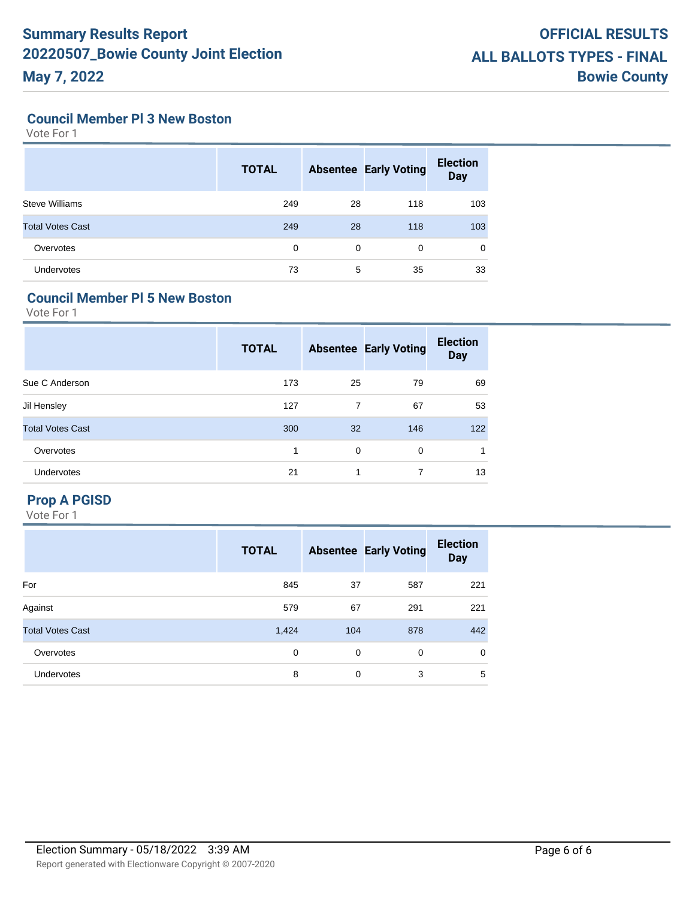# Summary Results Report
# 20220507_Bowie County Joint Election
# May 7, 2022

**OFFICIAL RESULTS**
**ALL BALLOTS TYPES - FINAL**
**Bowie County**

## Council Member Pl 3 New Boston

Vote For 1

| | TOTAL | Absentee | Early Voting | Election Day |
|---|---|---|---|---|
| Steve Williams | 249 | 28 | 118 | 103 |
| Total Votes Cast | 249 | 28 | 118 | 103 |
| Overvotes | 0 | 0 | 0 | 0 |
| Undervotes | 73 | 5 | 35 | 33 |

## Council Member Pl 5 New Boston

Vote For 1

| | TOTAL | Absentee | Early Voting | Election Day |
|---|---|---|---|---|
| Sue C Anderson | 173 | 25 | 79 | 69 |
| Jil Hensley | 127 | 7 | 67 | 53 |
| Total Votes Cast | 300 | 32 | 146 | 122 |
| Overvotes | 1 | 0 | 0 | 1 |
| Undervotes | 21 | 1 | 7 | 13 |

## Prop A PGISD

Vote For 1

| | TOTAL | Absentee | Early Voting | Election Day |
|---|---|---|---|---|
| For | 845 | 37 | 587 | 221 |
| Against | 579 | 67 | 291 | 221 |
| Total Votes Cast | 1,424 | 104 | 878 | 442 |
| Overvotes | 0 | 0 | 0 | 0 |
| Undervotes | 8 | 0 | 3 | 5 |

Election Summary - 05/18/2022 3:39 AM

Report generated with Electionware Copyright © 2007-2020